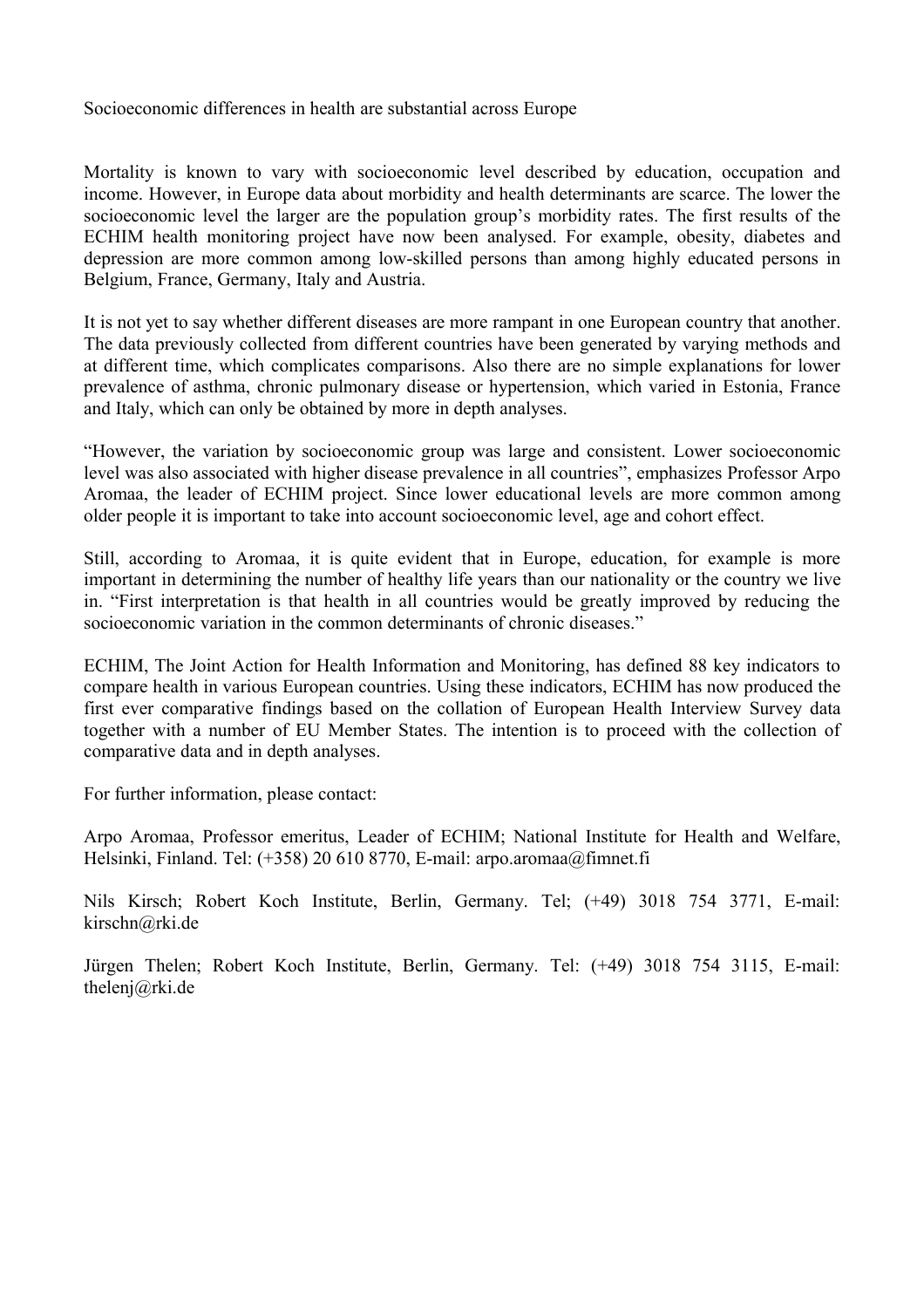# Socioeconomic differences in health are substantial across Europe

Mortality is known to vary with socioeconomic level described by education, occupation and income. However, in Europe data about morbidity and health determinants are scarce. The lower the socioeconomic level the larger are the population group's morbidity rates. The first results of the ECHIM health monitoring project have now been analysed. For example, obesity, diabetes and depression are more common among low-skilled persons than among highly educated persons in Belgium, France, Germany, Italy and Austria.

It is not yet to say whether different diseases are more rampant in one European country that another. The data previously collected from different countries have been generated by varying methods and at different time, which complicates comparisons. Also there are no simple explanations for lower prevalence of asthma, chronic pulmonary disease or hypertension, which varied in Estonia, France and Italy, which can only be obtained by more in depth analyses.

"However, the variation by socioeconomic group was large and consistent. Lower socioeconomic level was also associated with higher disease prevalence in all countries", emphasizes Professor Arpo Aromaa, the leader of ECHIM project. Since lower educational levels are more common among older people it is important to take into account socioeconomic level, age and cohort effect.

Still, according to Aromaa, it is quite evident that in Europe, education, for example is more important in determining the number of healthy life years than our nationality or the country we live in. "First interpretation is that health in all countries would be greatly improved by reducing the socioeconomic variation in the common determinants of chronic diseases."

ECHIM, The Joint Action for Health Information and Monitoring, has defined 88 key indicators to compare health in various European countries. Using these indicators, ECHIM has now produced the first ever comparative findings based on the collation of European Health Interview Survey data together with a number of EU Member States. The intention is to proceed with the collection of comparative data and in depth analyses.

For further information, please contact:

Arpo Aromaa, Professor emeritus, Leader of ECHIM; National Institute for Health and Welfare, Helsinki, Finland. Tel: (+358) 20 610 8770, E-mail: arpo.aromaa@fimnet.fi

Nils Kirsch; Robert Koch Institute, Berlin, Germany. Tel; (+49) 3018 754 3771, E-mail: kirschn@rki.de

Jürgen Thelen; Robert Koch Institute, Berlin, Germany. Tel: (+49) 3018 754 3115, E-mail: thelenj@rki.de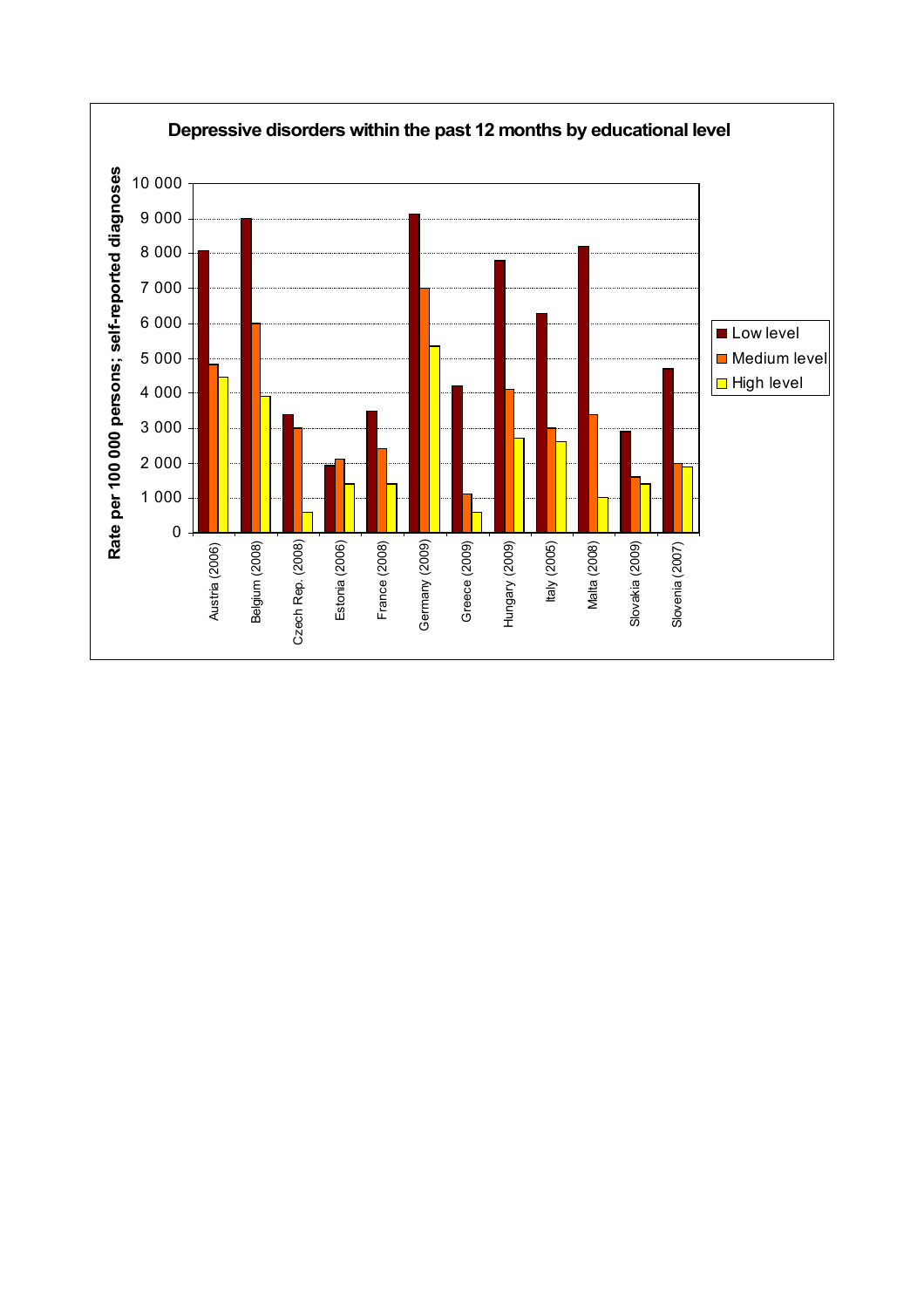**Depressive disorders within the past 12 months by educational level**

Rate per 100 000 persons; self-reported diagnoses

10 000
9 000
8 000
7 000
6 000
5 000
4 000
3 000
2 000
1 000
0

Austria (2006)
Belgium (2008)
Czech Rep. (2008)
Estonia (2006)
France (2008)
Germany (2009)
Greece (2009)
Hungary (2009)
Italy (2005)
Malta (2008)
Slovakia (2009)
Slovenia (2007)

Low level
Medium level
High level